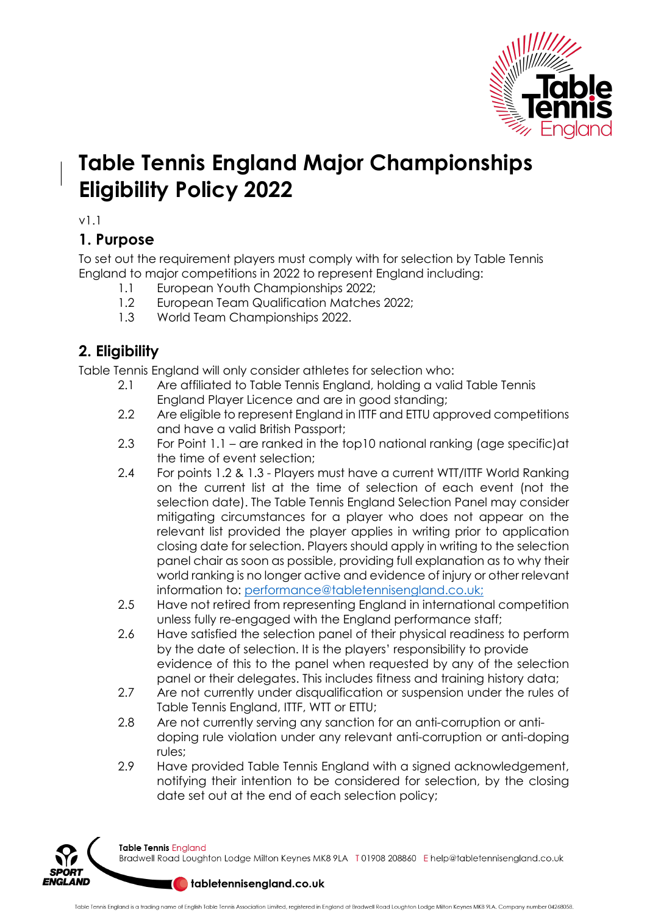# Table Tennis England Major Championships Eligibility Policy 2022

v1.1

## 1. Purpose

To set out the requirement players must comply with for selection by Table Tennis England to major competitions in 2022 to represent England including:

- 1.1 European Youth Championships 2022;
- 1.2 European Team Qualification Matches 2022;
- 1.3 World Team Championships 2022.

## 2. Eligibility

Table Tennis England will only consider athletes for selection who:

- 2.1 Are affiliated to Table Tennis England, holding a valid Table Tennis England Player Licence and are in good standing;
- 2.2 Are eligible to represent England in ITTF and ETTU approved competitions and have a valid British Passport;
- 2.3 For Point 1.1 – are ranked in the top10 national ranking (age specific)at the time of event selection;
- 2.4 For points 1.2 & 1.3 - Players must have a current WTT/ITTF World Ranking on the current list at the time of selection of each event (not the selection date). The Table Tennis England Selection Panel may consider mitigating circumstances for a player who does not appear on the relevant list provided the player applies in writing prior to application closing date for selection. Players should apply in writing to the selection panel chair as soon as possible, providing full explanation as to why their world ranking is no longer active and evidence of injury or other relevant information to: performance@tabletennisengland.co.uk;
- 2.5 Have not retired from representing England in international competition unless fully re-engaged with the England performance staff;
- 2.6 Have satisfied the selection panel of their physical readiness to perform by the date of selection. It is the players' responsibility to provide evidence of this to the panel when requested by any of the selection panel or their delegates. This includes fitness and training history data;
- 2.7 Are not currently under disqualification or suspension under the rules of Table Tennis England, ITTF, WTT or ETTU;
- 2.8 Are not currently serving any sanction for an anti-corruption or anti-doping rule violation under any relevant anti-corruption or anti-doping rules;
- 2.9 Have provided Table Tennis England with a signed acknowledgement, notifying their intention to be considered for selection, by the closing date set out at the end of each selection policy;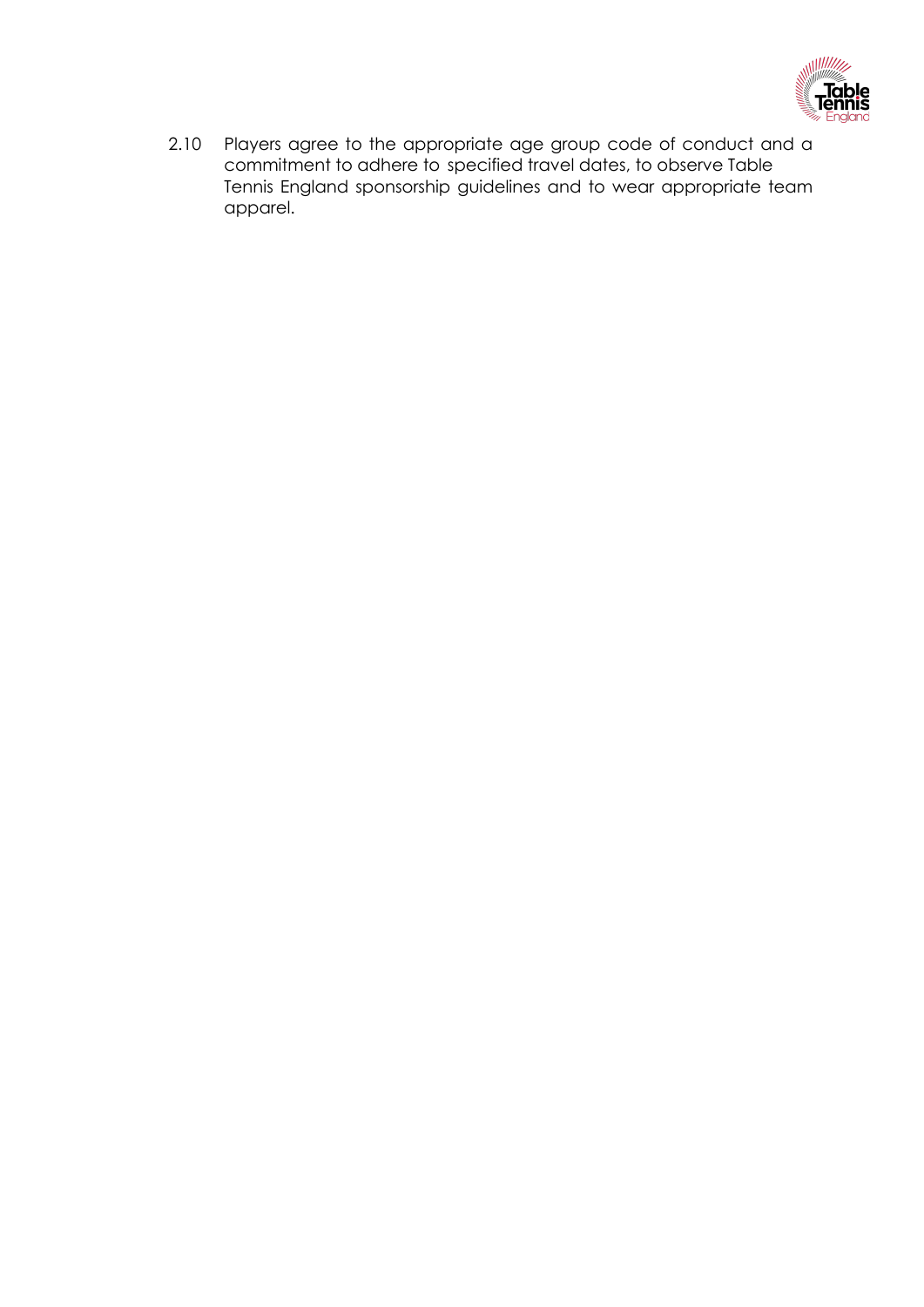2.10 Players agree to the appropriate age group code of conduct and a commitment to adhere to specified travel dates, to observe Table Tennis England sponsorship guidelines and to wear appropriate team apparel.